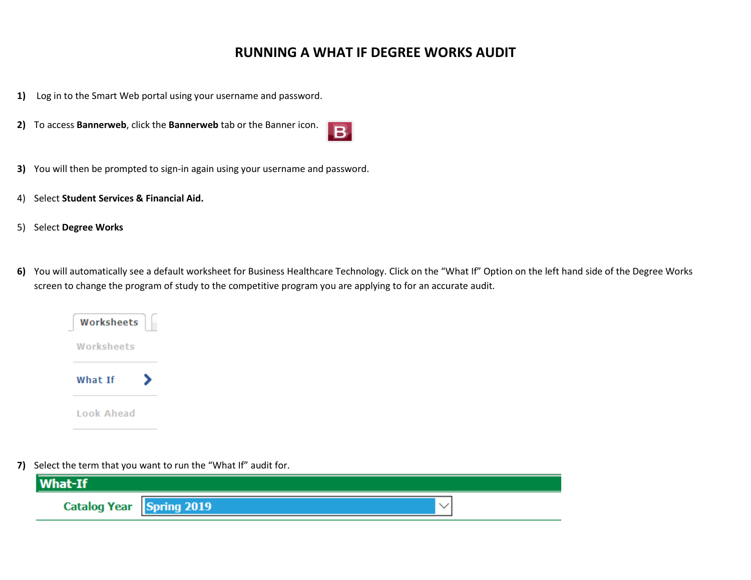# RUNNING A WHAT IF DEGREE WORKS AUDIT

1) Log in to the Smart Web portal using your username and password.

2) To access **Bannerweb**, click the **Bannerweb** tab or the Banner icon.

3) You will then be prompted to sign-in again using your username and password.

4) Select **Student Services & Financial Aid.**

5) Select **Degree Works**

6) You will automatically see a default worksheet for Business Healthcare Technology. Click on the "What If" Option on the left hand side of the Degree Works screen to change the program of study to the competitive program you are applying to for an accurate audit.

   Worksheets

   Worksheets

   What If

   Look Ahead

7) Select the term that you want to run the "What If" audit for.

   **What-If**

   Catalog Year: Spring 2019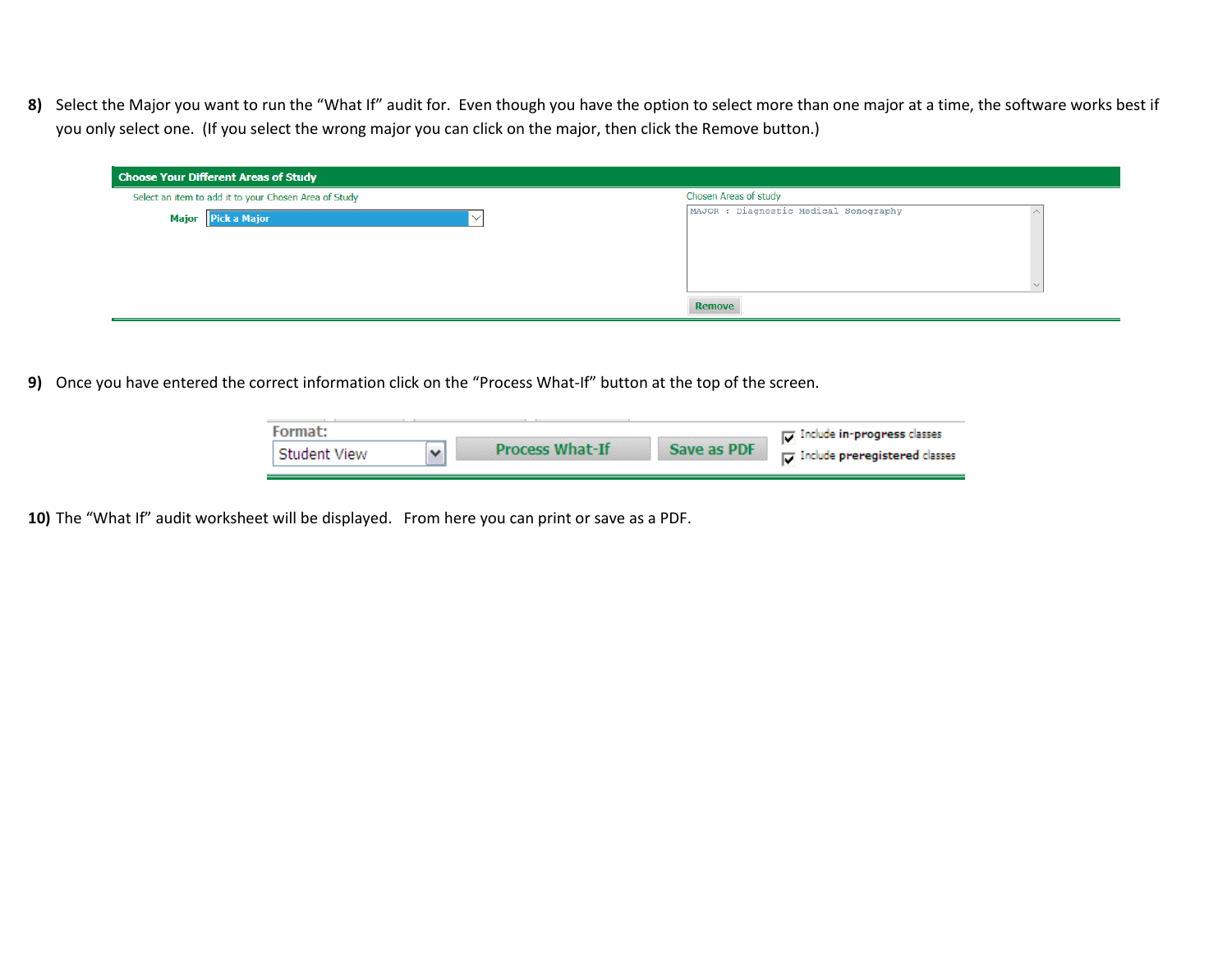8) Select the Major you want to run the "What If" audit for. Even though you have the option to select more than one major at a time, the software works best if you only select one. (If you select the wrong major you can click on the major, then click the Remove button.)

**Choose Your Different Areas of Study**

Select an item to add it to your Chosen Area of Study

**Major** Pick a Major

Chosen Areas of study

MAJOR : Diagnostic Medical Sonography

Remove

9) Once you have entered the correct information click on the "Process What-If" button at the top of the screen.

Format: Student View | Process What-If | Save as PDF | Include **in-progress** classes | Include **preregistered** classes

10) The "What If" audit worksheet will be displayed. From here you can print or save as a PDF.